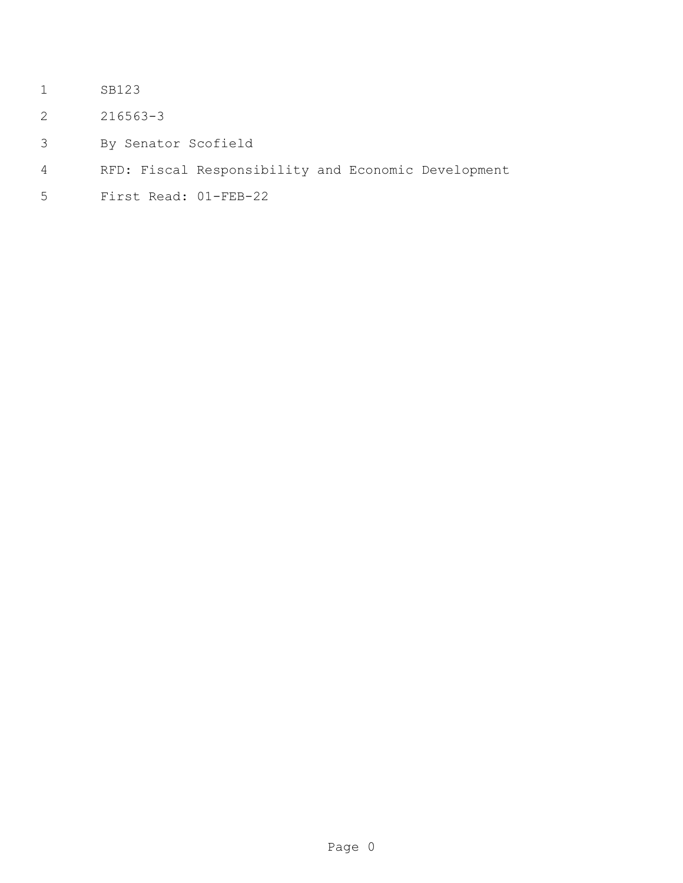SB123

216563-3

By Senator Scofield

RFD: Fiscal Responsibility and Economic Development

First Read: 01-FEB-22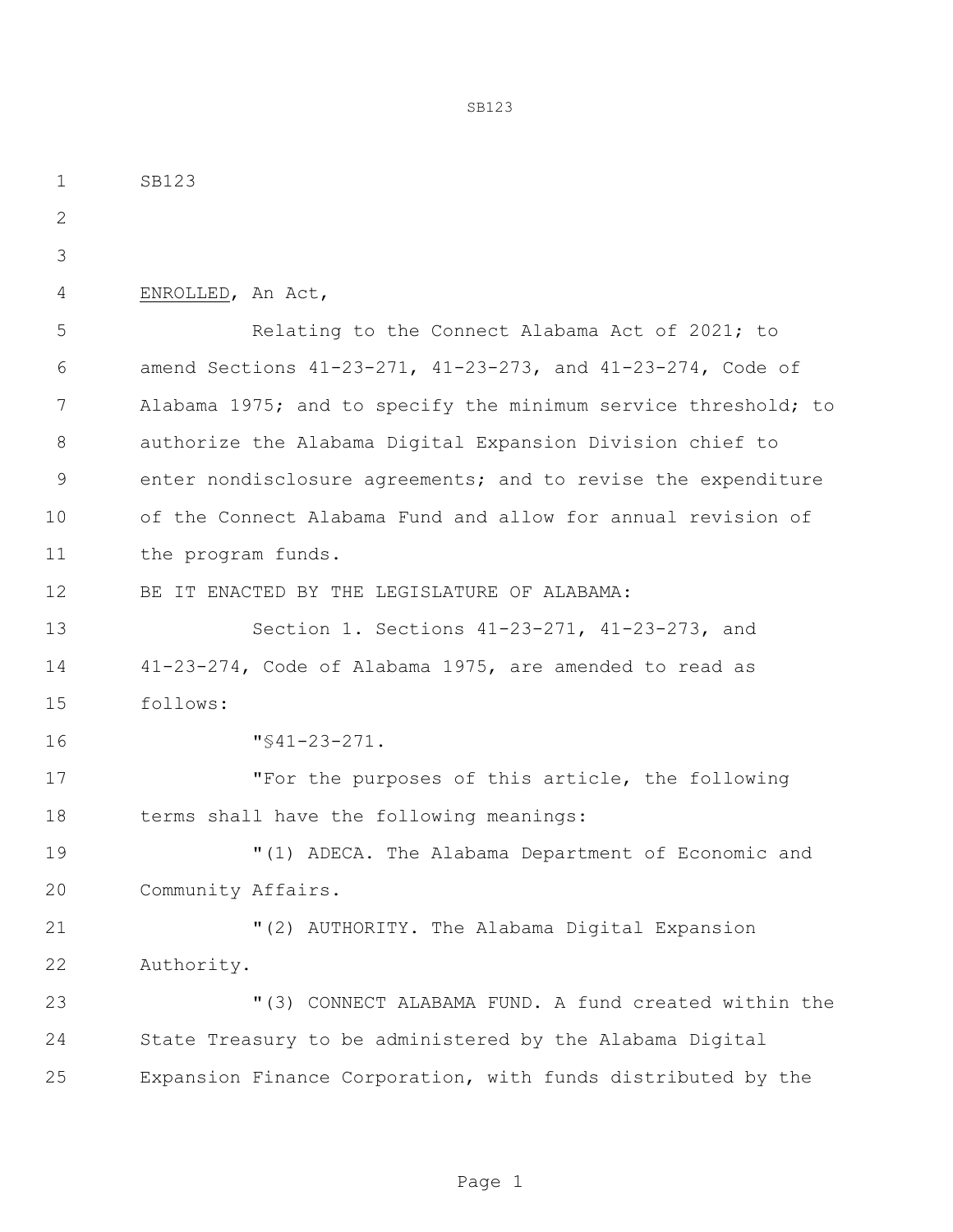SB123

ENROLLED, An Act,

Relating to the Connect Alabama Act of 2021; to amend Sections 41-23-271, 41-23-273, and 41-23-274, Code of Alabama 1975; and to specify the minimum service threshold; to authorize the Alabama Digital Expansion Division chief to enter nondisclosure agreements; and to revise the expenditure of the Connect Alabama Fund and allow for annual revision of the program funds.

BE IT ENACTED BY THE LEGISLATURE OF ALABAMA:

Section 1. Sections 41-23-271, 41-23-273, and 41-23-274, Code of Alabama 1975, are amended to read as follows:

"§41-23-271.

"For the purposes of this article, the following terms shall have the following meanings:

"(1) ADECA. The Alabama Department of Economic and Community Affairs.

"(2) AUTHORITY. The Alabama Digital Expansion Authority.

"(3) CONNECT ALABAMA FUND. A fund created within the State Treasury to be administered by the Alabama Digital Expansion Finance Corporation, with funds distributed by the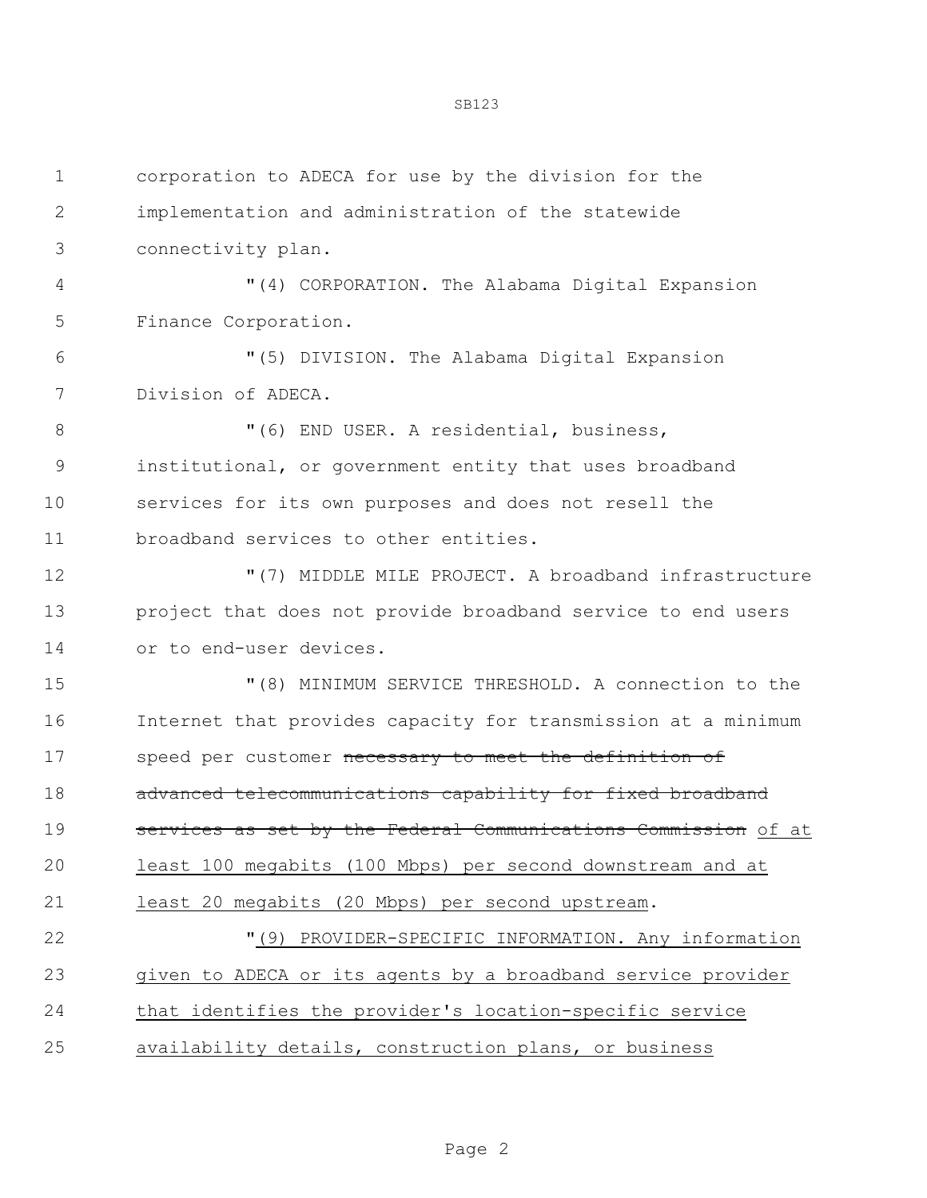corporation to ADECA for use by the division for the implementation and administration of the statewide connectivity plan.

"(4) CORPORATION. The Alabama Digital Expansion Finance Corporation.

"(5) DIVISION. The Alabama Digital Expansion Division of ADECA.

"(6) END USER. A residential, business, institutional, or government entity that uses broadband services for its own purposes and does not resell the broadband services to other entities.

"(7) MIDDLE MILE PROJECT. A broadband infrastructure project that does not provide broadband service to end users or to end-user devices.

"(8) MINIMUM SERVICE THRESHOLD. A connection to the Internet that provides capacity for transmission at a minimum speed per customer ~~necessary to meet the definition of advanced telecommunications capability for fixed broadband services as set by the Federal Communications Commission~~ <u>of at least 100 megabits (100 Mbps) per second downstream and at least 20 megabits (20 Mbps) per second upstream</u>.

"<u>(9) PROVIDER-SPECIFIC INFORMATION. Any information given to ADECA or its agents by a broadband service provider that identifies the provider's location-specific service availability details, construction plans, or business</u>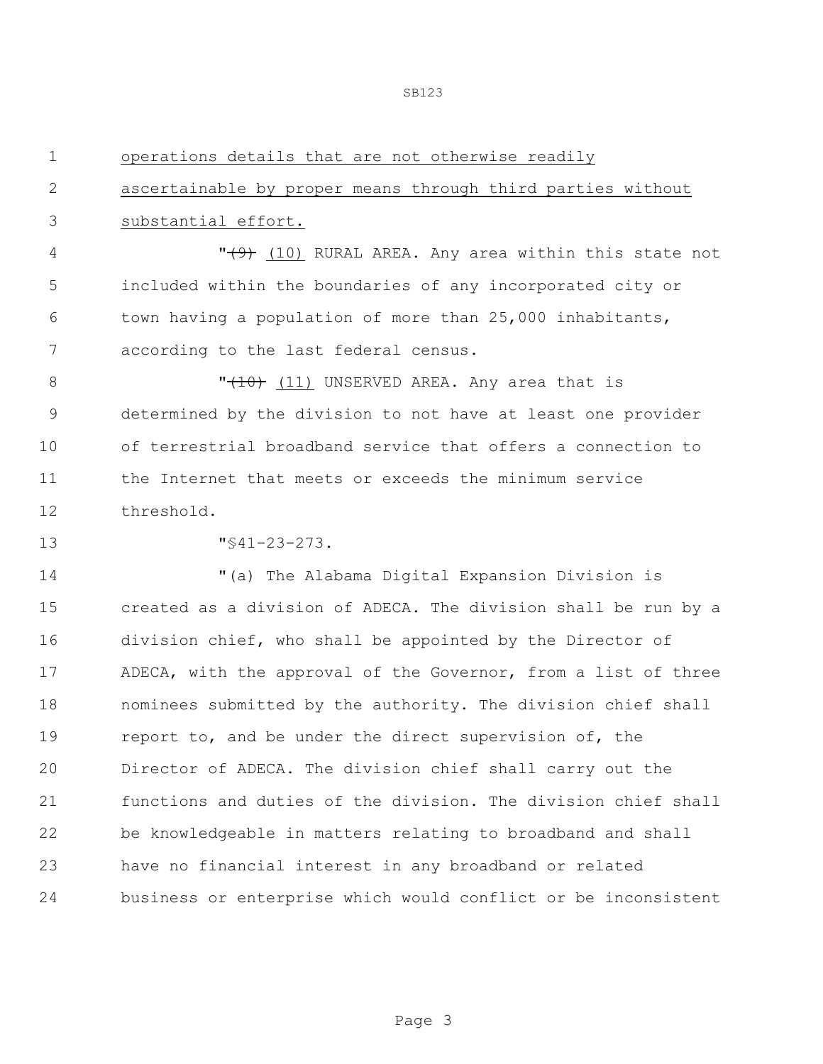operations details that are not otherwise readily ascertainable by proper means through third parties without substantial effort.

"~~(9)~~ (10) RURAL AREA. Any area within this state not included within the boundaries of any incorporated city or town having a population of more than 25,000 inhabitants, according to the last federal census.

"~~(10)~~ (11) UNSERVED AREA. Any area that is determined by the division to not have at least one provider of terrestrial broadband service that offers a connection to the Internet that meets or exceeds the minimum service threshold.

"§41-23-273.

"(a) The Alabama Digital Expansion Division is created as a division of ADECA. The division shall be run by a division chief, who shall be appointed by the Director of ADECA, with the approval of the Governor, from a list of three nominees submitted by the authority. The division chief shall report to, and be under the direct supervision of, the Director of ADECA. The division chief shall carry out the functions and duties of the division. The division chief shall be knowledgeable in matters relating to broadband and shall have no financial interest in any broadband or related business or enterprise which would conflict or be inconsistent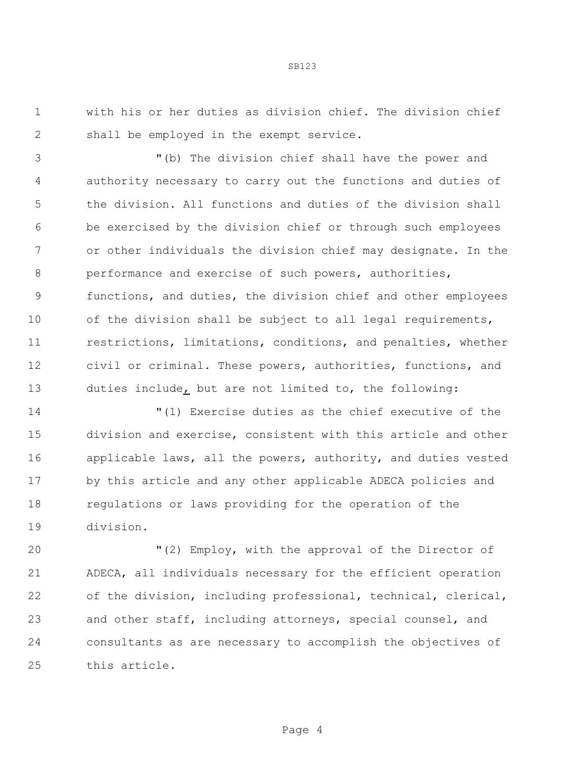with his or her duties as division chief. The division chief shall be employed in the exempt service.

"(b) The division chief shall have the power and authority necessary to carry out the functions and duties of the division. All functions and duties of the division shall be exercised by the division chief or through such employees or other individuals the division chief may designate. In the performance and exercise of such powers, authorities, functions, and duties, the division chief and other employees of the division shall be subject to all legal requirements, restrictions, limitations, conditions, and penalties, whether civil or criminal. These powers, authorities, functions, and duties include, but are not limited to, the following:

"(1) Exercise duties as the chief executive of the division and exercise, consistent with this article and other applicable laws, all the powers, authority, and duties vested by this article and any other applicable ADECA policies and regulations or laws providing for the operation of the division.

"(2) Employ, with the approval of the Director of ADECA, all individuals necessary for the efficient operation of the division, including professional, technical, clerical, and other staff, including attorneys, special counsel, and consultants as are necessary to accomplish the objectives of this article.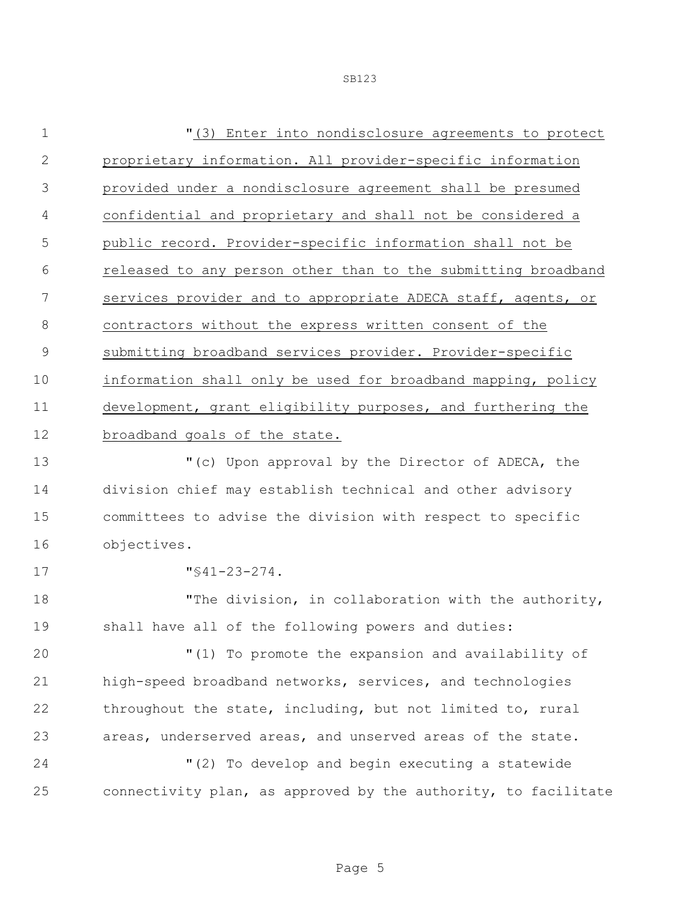"(3) Enter into nondisclosure agreements to protect proprietary information. All provider-specific information provided under a nondisclosure agreement shall be presumed confidential and proprietary and shall not be considered a public record. Provider-specific information shall not be released to any person other than to the submitting broadband services provider and to appropriate ADECA staff, agents, or contractors without the express written consent of the submitting broadband services provider. Provider-specific information shall only be used for broadband mapping, policy development, grant eligibility purposes, and furthering the broadband goals of the state.

"(c) Upon approval by the Director of ADECA, the division chief may establish technical and other advisory committees to advise the division with respect to specific objectives.

"§41-23-274.

"The division, in collaboration with the authority, shall have all of the following powers and duties:

"(1) To promote the expansion and availability of high-speed broadband networks, services, and technologies throughout the state, including, but not limited to, rural areas, underserved areas, and unserved areas of the state.

"(2) To develop and begin executing a statewide connectivity plan, as approved by the authority, to facilitate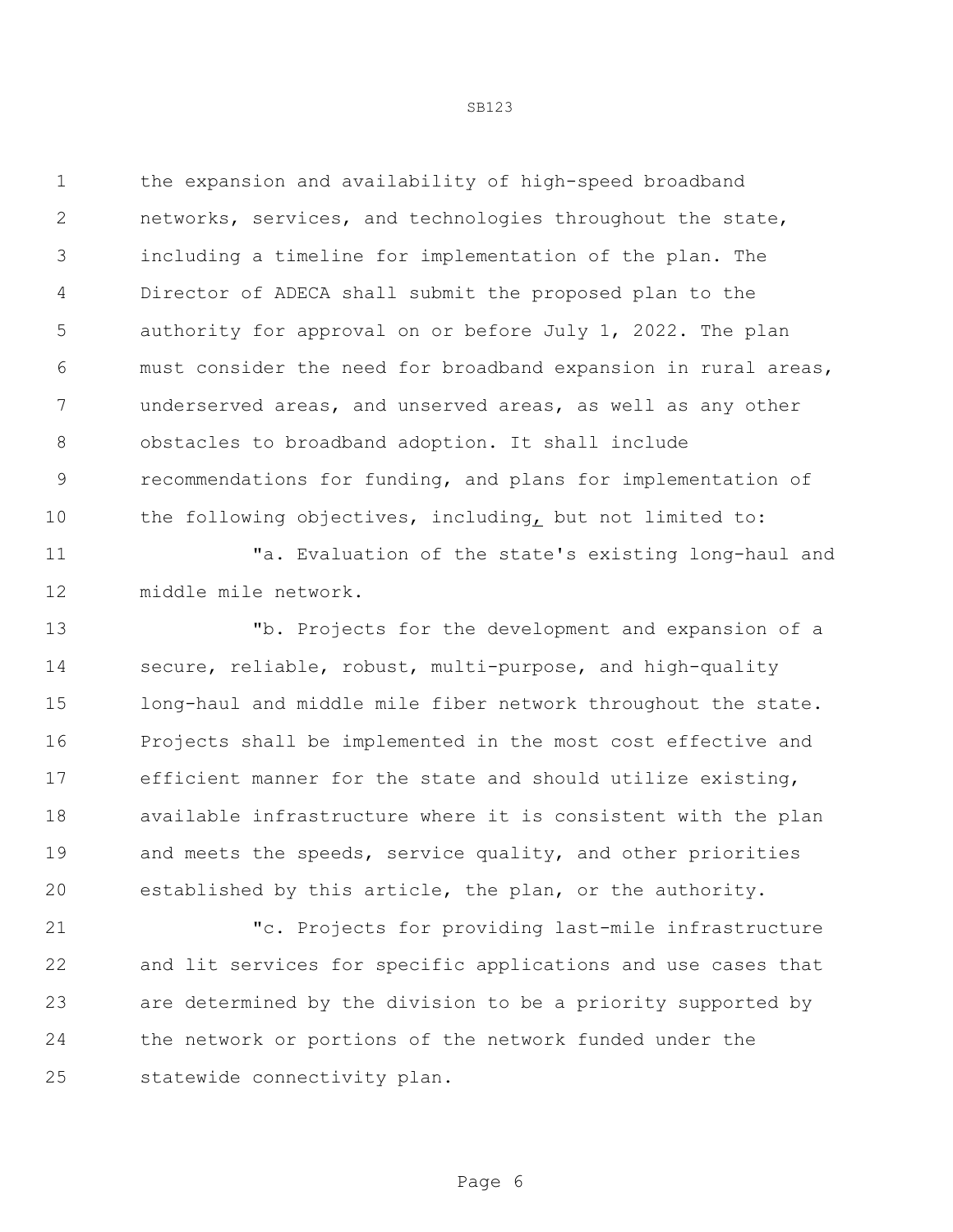the expansion and availability of high-speed broadband networks, services, and technologies throughout the state, including a timeline for implementation of the plan. The Director of ADECA shall submit the proposed plan to the authority for approval on or before July 1, 2022. The plan must consider the need for broadband expansion in rural areas, underserved areas, and unserved areas, as well as any other obstacles to broadband adoption. It shall include recommendations for funding, and plans for implementation of the following objectives, including, but not limited to:

"a. Evaluation of the state's existing long-haul and middle mile network.

"b. Projects for the development and expansion of a secure, reliable, robust, multi-purpose, and high-quality long-haul and middle mile fiber network throughout the state. Projects shall be implemented in the most cost effective and efficient manner for the state and should utilize existing, available infrastructure where it is consistent with the plan and meets the speeds, service quality, and other priorities established by this article, the plan, or the authority.

"c. Projects for providing last-mile infrastructure and lit services for specific applications and use cases that are determined by the division to be a priority supported by the network or portions of the network funded under the statewide connectivity plan.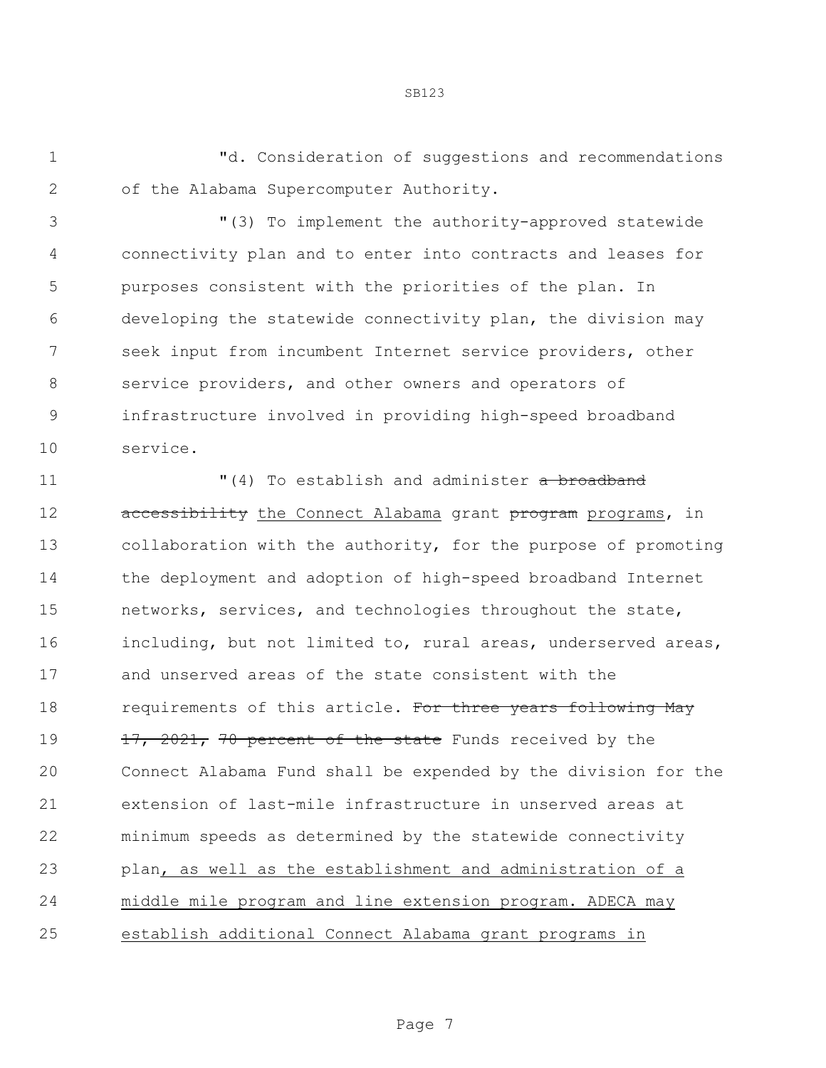"d. Consideration of suggestions and recommendations of the Alabama Supercomputer Authority.

"(3) To implement the authority-approved statewide connectivity plan and to enter into contracts and leases for purposes consistent with the priorities of the plan. In developing the statewide connectivity plan, the division may seek input from incumbent Internet service providers, other service providers, and other owners and operators of infrastructure involved in providing high-speed broadband service.

"(4) To establish and administer ~~a broadband accessibility~~ <u>the Connect Alabama</u> grant ~~program~~ <u>programs</u>, in collaboration with the authority, for the purpose of promoting the deployment and adoption of high-speed broadband Internet networks, services, and technologies throughout the state, including, but not limited to, rural areas, underserved areas, and unserved areas of the state consistent with the requirements of this article. ~~For three years following May 17, 2021, 70 percent of the state~~ Funds received by the Connect Alabama Fund shall be expended by the division for the extension of last-mile infrastructure in unserved areas at minimum speeds as determined by the statewide connectivity plan<u>, as well as the establishment and administration of a middle mile program and line extension program. ADECA may establish additional Connect Alabama grant programs in</u>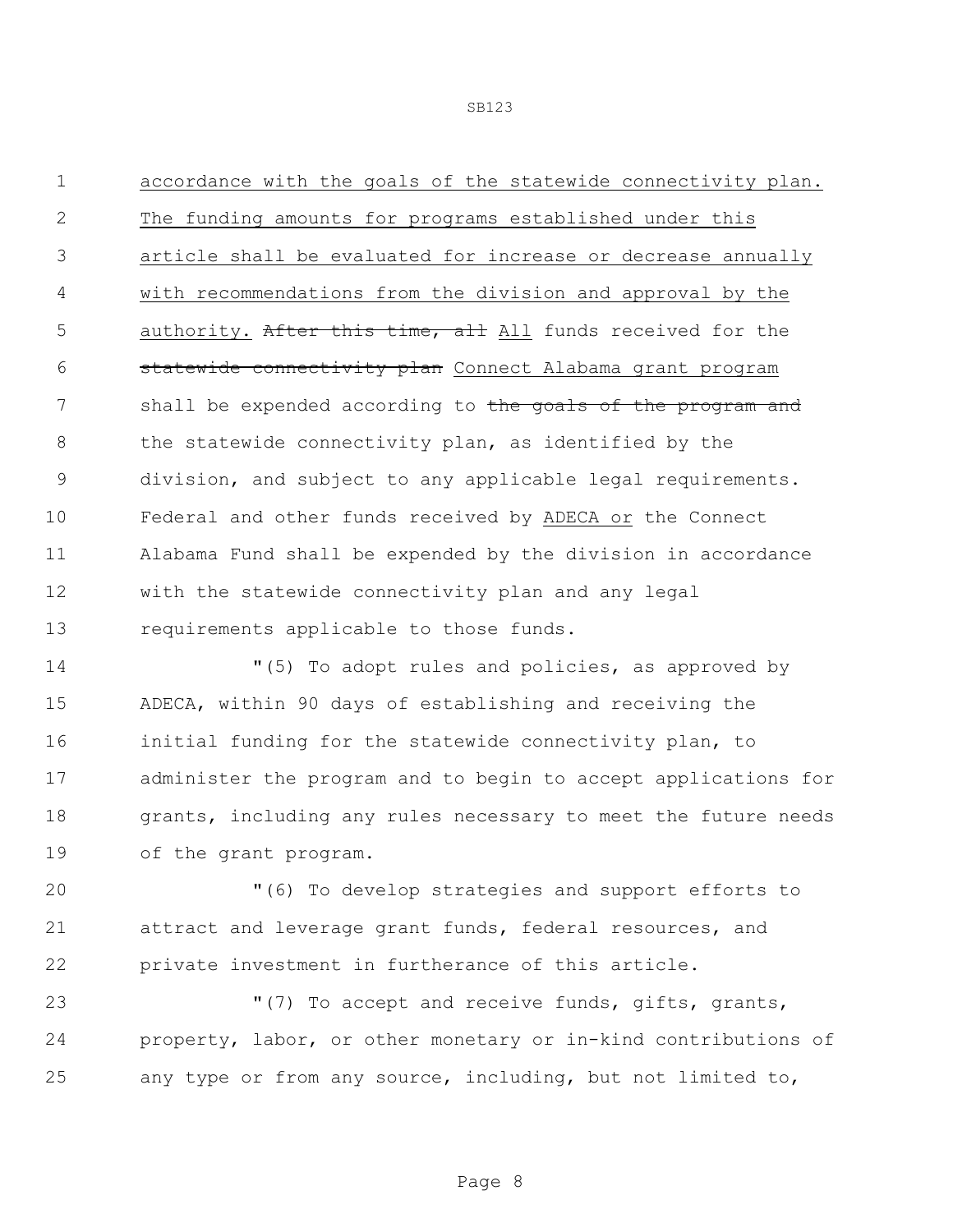accordance with the goals of the statewide connectivity plan. The funding amounts for programs established under this article shall be evaluated for increase or decrease annually with recommendations from the division and approval by the authority. ~~After this time, all~~ All funds received for the ~~statewide connectivity plan~~ Connect Alabama grant program shall be expended according to ~~the goals of the program and~~ the statewide connectivity plan, as identified by the division, and subject to any applicable legal requirements. Federal and other funds received by ADECA or the Connect Alabama Fund shall be expended by the division in accordance with the statewide connectivity plan and any legal requirements applicable to those funds.

"(5) To adopt rules and policies, as approved by ADECA, within 90 days of establishing and receiving the initial funding for the statewide connectivity plan, to administer the program and to begin to accept applications for grants, including any rules necessary to meet the future needs of the grant program.

"(6) To develop strategies and support efforts to attract and leverage grant funds, federal resources, and private investment in furtherance of this article.

"(7) To accept and receive funds, gifts, grants, property, labor, or other monetary or in-kind contributions of any type or from any source, including, but not limited to,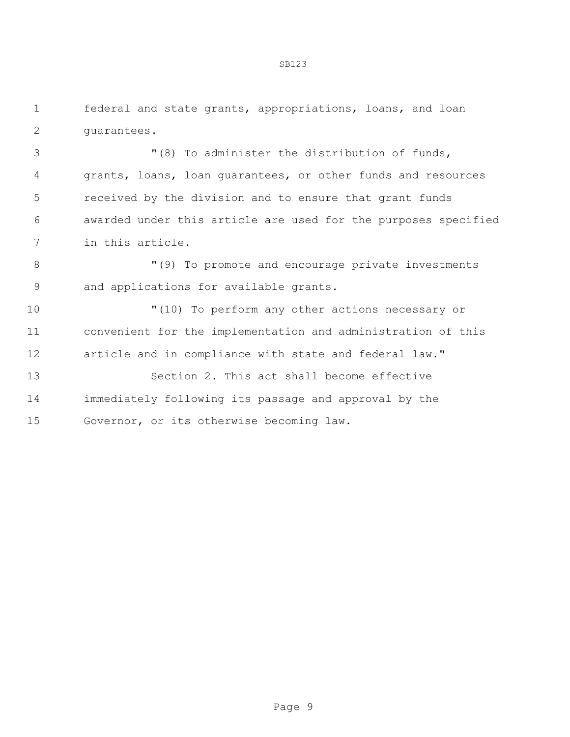federal and state grants, appropriations, loans, and loan guarantees.

"(8) To administer the distribution of funds, grants, loans, loan guarantees, or other funds and resources received by the division and to ensure that grant funds awarded under this article are used for the purposes specified in this article.

"(9) To promote and encourage private investments and applications for available grants.

"(10) To perform any other actions necessary or convenient for the implementation and administration of this article and in compliance with state and federal law."

Section 2. This act shall become effective immediately following its passage and approval by the Governor, or its otherwise becoming law.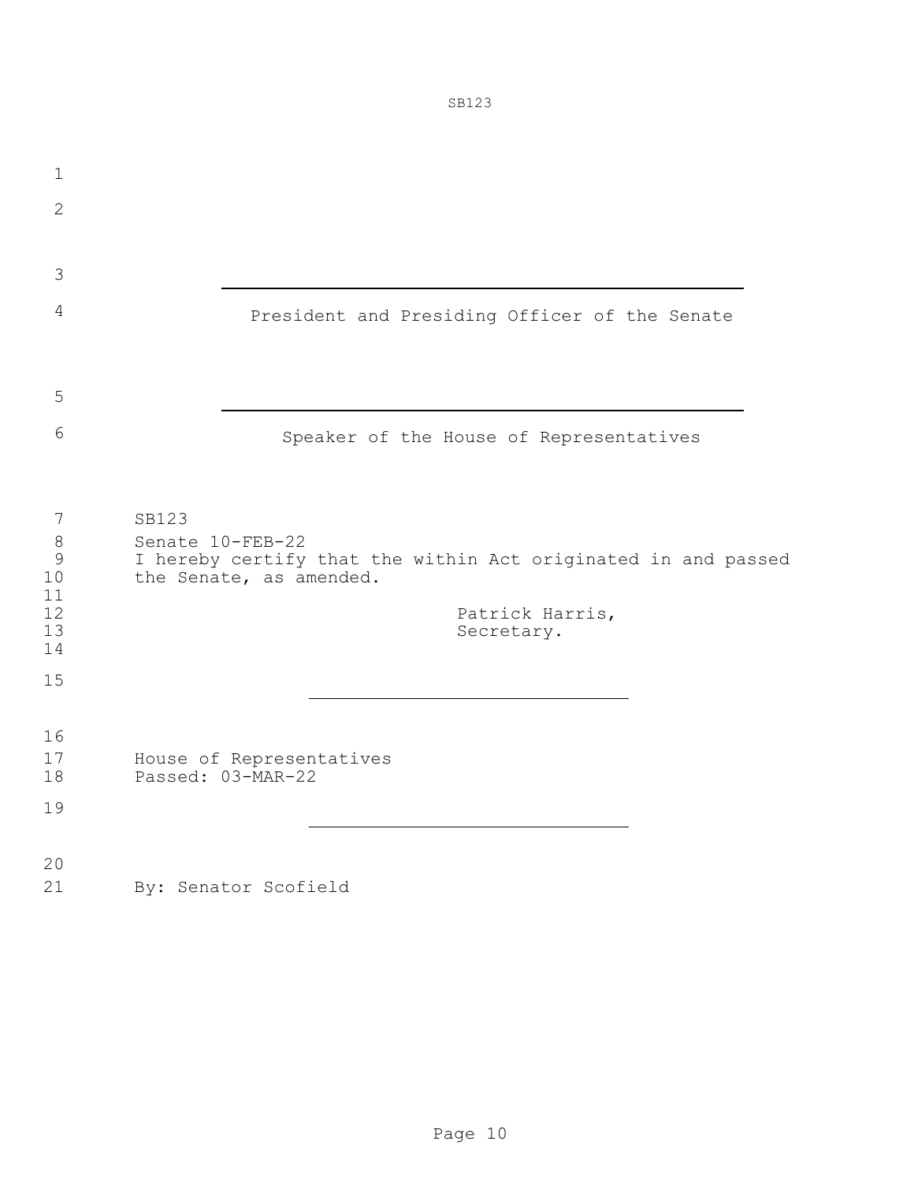\_\_\_\_\_\_\_\_\_\_\_\_\_\_\_\_\_\_\_\_\_\_\_\_\_\_\_\_\_\_\_\_\_\_\_\_\_\_\_\_

President and Presiding Officer of the Senate

\_\_\_\_\_\_\_\_\_\_\_\_\_\_\_\_\_\_\_\_\_\_\_\_\_\_\_\_\_\_\_\_\_\_\_\_\_\_\_\_

Speaker of the House of Representatives

SB123

Senate 10-FEB-22

I hereby certify that the within Act originated in and passed the Senate, as amended.

Patrick Harris,
Secretary.

\_\_\_\_\_\_\_\_\_\_\_\_\_\_\_\_\_\_\_\_\_\_\_\_\_\_\_\_\_\_

House of Representatives

Passed: 03-MAR-22

\_\_\_\_\_\_\_\_\_\_\_\_\_\_\_\_\_\_\_\_\_\_\_\_\_\_\_\_\_\_

By: Senator Scofield